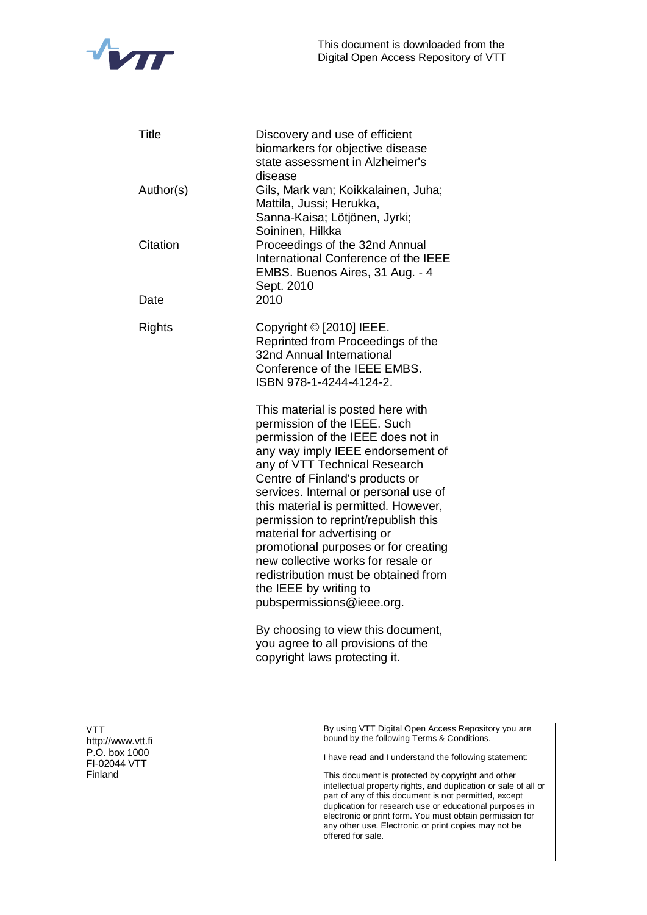This document is downloaded from the Digital Open Access Repository of VTT

| | |
|---|---|
| Title | Discovery and use of efficient biomarkers for objective disease state assessment in Alzheimer's disease |
| Author(s) | Gils, Mark van; Koikkalainen, Juha; Mattila, Jussi; Herukka, Sanna-Kaisa; Lötjönen, Jyrki; Soininen, Hilkka |
| Citation | Proceedings of the 32nd Annual International Conference of the IEEE EMBS. Buenos Aires, 31 Aug. - 4 Sept. 2010 |
| Date | 2010 |
| Rights | Copyright © [2010] IEEE. Reprinted from Proceedings of the 32nd Annual International Conference of the IEEE EMBS. ISBN 978-1-4244-4124-2. |

This material is posted here with permission of the IEEE. Such permission of the IEEE does not in any way imply IEEE endorsement of any of VTT Technical Research Centre of Finland's products or services. Internal or personal use of this material is permitted. However, permission to reprint/republish this material for advertising or promotional purposes or for creating new collective works for resale or redistribution must be obtained from the IEEE by writing to pubspermissions@ieee.org.

By choosing to view this document, you agree to all provisions of the copyright laws protecting it.

| | |
|---|---|
| VTT<br>http://www.vtt.fi<br>P.O. box 1000<br>FI-02044 VTT<br>Finland | By using VTT Digital Open Access Repository you are bound by the following Terms & Conditions.<br><br>I have read and I understand the following statement:<br><br>This document is protected by copyright and other intellectual property rights, and duplication or sale of all or part of any of this document is not permitted, except duplication for research use or educational purposes in electronic or print form. You must obtain permission for any other use. Electronic or print copies may not be offered for sale. |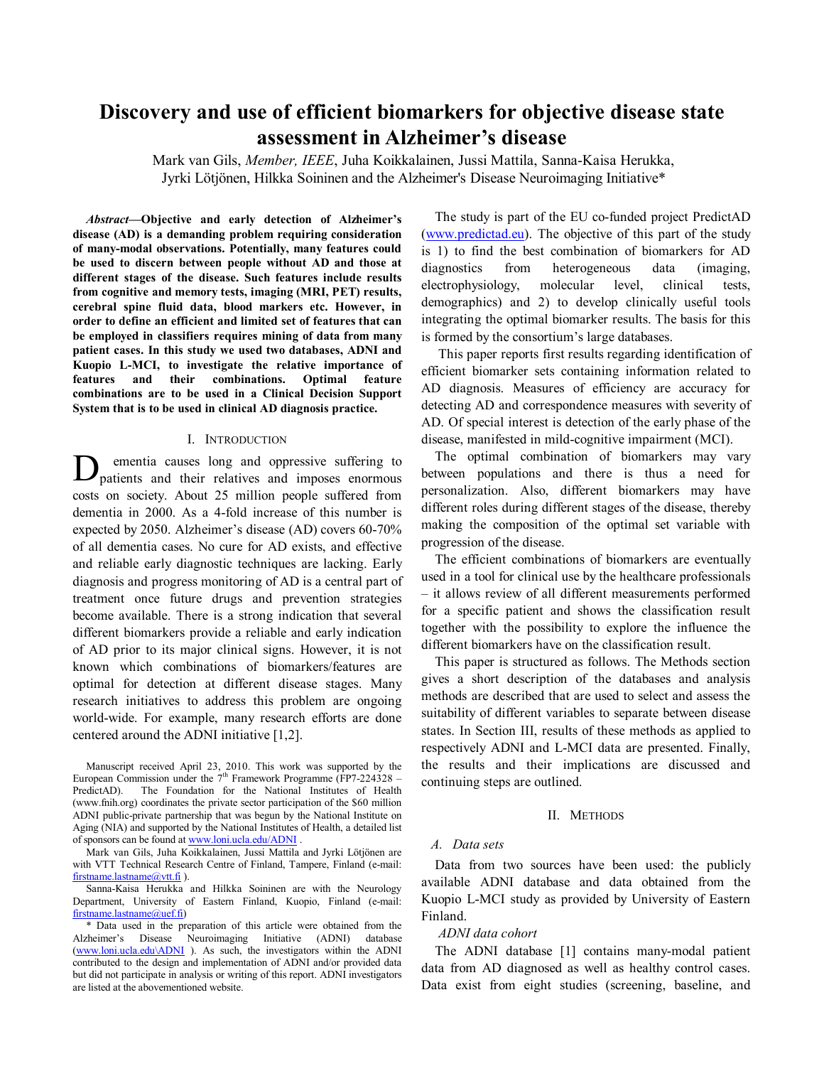# Discovery and use of efficient biomarkers for objective disease state assessment in Alzheimer's disease

Mark van Gils, *Member, IEEE*, Juha Koikkalainen, Jussi Mattila, Sanna-Kaisa Herukka, Jyrki Lötjönen, Hilkka Soininen and the Alzheimer's Disease Neuroimaging Initiative*

***Abstract*—Objective and early detection of Alzheimer's disease (AD) is a demanding problem requiring consideration of many-modal observations. Potentially, many features could be used to discern between people without AD and those at different stages of the disease. Such features include results from cognitive and memory tests, imaging (MRI, PET) results, cerebral spine fluid data, blood markers etc. However, in order to define an efficient and limited set of features that can be employed in classifiers requires mining of data from many patient cases. In this study we used two databases, ADNI and Kuopio L-MCI, to investigate the relative importance of features and their combinations. Optimal feature combinations are to be used in a Clinical Decision Support System that is to be used in clinical AD diagnosis practice.**

## I. Introduction

Dementia causes long and oppressive suffering to patients and their relatives and imposes enormous costs on society. About 25 million people suffered from dementia in 2000. As a 4-fold increase of this number is expected by 2050. Alzheimer's disease (AD) covers 60-70% of all dementia cases. No cure for AD exists, and effective and reliable early diagnostic techniques are lacking. Early diagnosis and progress monitoring of AD is a central part of treatment once future drugs and prevention strategies become available. There is a strong indication that several different biomarkers provide a reliable and early indication of AD prior to its major clinical signs. However, it is not known which combinations of biomarkers/features are optimal for detection at different disease stages. Many research initiatives to address this problem are ongoing world-wide. For example, many research efforts are done centered around the ADNI initiative [1,2].

Manuscript received April 23, 2010. This work was supported by the European Commission under the 7th Framework Programme (FP7-224328 – PredictAD). The Foundation for the National Institutes of Health (www.fnih.org) coordinates the private sector participation of the $60 million ADNI public-private partnership that was begun by the National Institute on Aging (NIA) and supported by the National Institutes of Health, a detailed list of sponsors can be found at www.loni.ucla.edu/ADNI .

Mark van Gils, Juha Koikkalainen, Jussi Mattila and Jyrki Lötjönen are with VTT Technical Research Centre of Finland, Tampere, Finland (e-mail: firstname.lastname@vtt.fi ).

Sanna-Kaisa Herukka and Hilkka Soininen are with the Neurology Department, University of Eastern Finland, Kuopio, Finland (e-mail: firstname.lastname@uef.fi)

\* Data used in the preparation of this article were obtained from the Alzheimer's Disease Neuroimaging Initiative (ADNI) database (www.loni.ucla.edu\ADNI ). As such, the investigators within the ADNI contributed to the design and implementation of ADNI and/or provided data but did not participate in analysis or writing of this report. ADNI investigators are listed at the abovementioned website.

The study is part of the EU co-funded project PredictAD (www.predictad.eu). The objective of this part of the study is 1) to find the best combination of biomarkers for AD diagnostics from heterogeneous data (imaging, electrophysiology, molecular level, clinical tests, demographics) and 2) to develop clinically useful tools integrating the optimal biomarker results. The basis for this is formed by the consortium's large databases.

This paper reports first results regarding identification of efficient biomarker sets containing information related to AD diagnosis. Measures of efficiency are accuracy for detecting AD and correspondence measures with severity of AD. Of special interest is detection of the early phase of the disease, manifested in mild-cognitive impairment (MCI).

The optimal combination of biomarkers may vary between populations and there is thus a need for personalization. Also, different biomarkers may have different roles during different stages of the disease, thereby making the composition of the optimal set variable with progression of the disease.

The efficient combinations of biomarkers are eventually used in a tool for clinical use by the healthcare professionals – it allows review of all different measurements performed for a specific patient and shows the classification result together with the possibility to explore the influence the different biomarkers have on the classification result.

This paper is structured as follows. The Methods section gives a short description of the databases and analysis methods are described that are used to select and assess the suitability of different variables to separate between disease states. In Section III, results of these methods as applied to respectively ADNI and L-MCI data are presented. Finally, the results and their implications are discussed and continuing steps are outlined.

## II. Methods

### *A. Data sets*

Data from two sources have been used: the publicly available ADNI database and data obtained from the Kuopio L-MCI study as provided by University of Eastern Finland.

*ADNI data cohort*

The ADNI database [1] contains many-modal patient data from AD diagnosed as well as healthy control cases. Data exist from eight studies (screening, baseline, and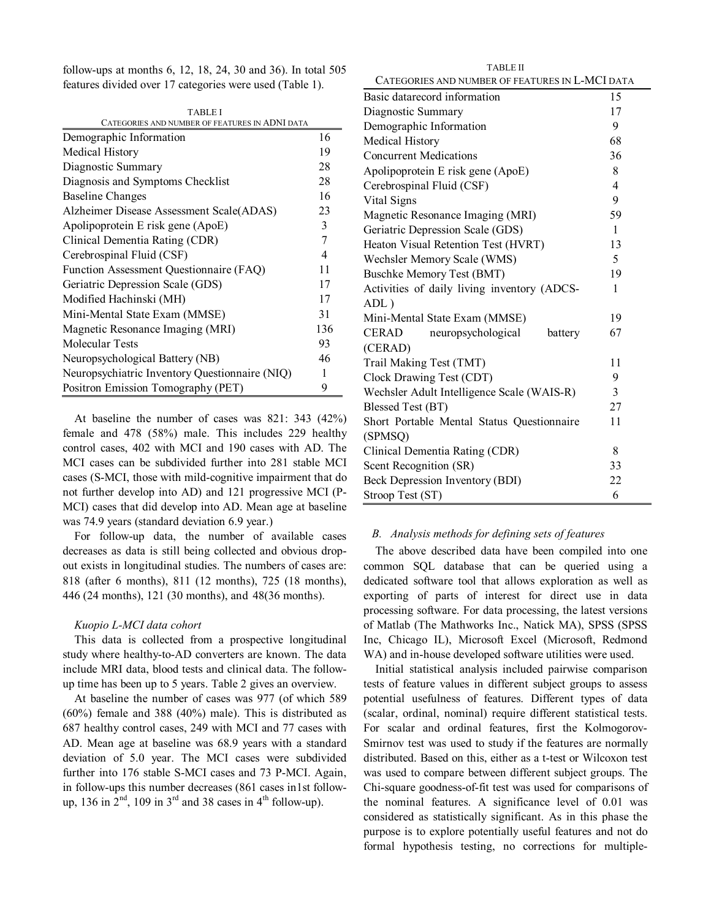follow-ups at months 6, 12, 18, 24, 30 and 36). In total 505 features divided over 17 categories were used (Table 1).

TABLE I
CATEGORIES AND NUMBER OF FEATURES IN ADNI DATA

| Category | Number |
|---|---|
| Demographic Information | 16 |
| Medical History | 19 |
| Diagnostic Summary | 28 |
| Diagnosis and Symptoms Checklist | 28 |
| Baseline Changes | 16 |
| Alzheimer Disease Assessment Scale(ADAS) | 23 |
| Apolipoprotein E risk gene (ApoE) | 3 |
| Clinical Dementia Rating (CDR) | 7 |
| Cerebrospinal Fluid (CSF) | 4 |
| Function Assessment Questionnaire (FAQ) | 11 |
| Geriatric Depression Scale (GDS) | 17 |
| Modified Hachinski (MH) | 17 |
| Mini-Mental State Exam (MMSE) | 31 |
| Magnetic Resonance Imaging (MRI) | 136 |
| Molecular Tests | 93 |
| Neuropsychological Battery (NB) | 46 |
| Neuropsychiatric Inventory Questionnaire (NIQ) | 1 |
| Positron Emission Tomography (PET) | 9 |

At baseline the number of cases was 821: 343 (42%) female and 478 (58%) male. This includes 229 healthy control cases, 402 with MCI and 190 cases with AD. The MCI cases can be subdivided further into 281 stable MCI cases (S-MCI, those with mild-cognitive impairment that do not further develop into AD) and 121 progressive MCI (P-MCI) cases that did develop into AD. Mean age at baseline was 74.9 years (standard deviation 6.9 year.)

For follow-up data, the number of available cases decreases as data is still being collected and obvious drop-out exists in longitudinal studies. The numbers of cases are: 818 (after 6 months), 811 (12 months), 725 (18 months), 446 (24 months), 121 (30 months), and 48(36 months).

*Kuopio L-MCI data cohort*

This data is collected from a prospective longitudinal study where healthy-to-AD converters are known. The data include MRI data, blood tests and clinical data. The follow-up time has been up to 5 years. Table 2 gives an overview.

At baseline the number of cases was 977 (of which 589 (60%) female and 388 (40%) male). This is distributed as 687 healthy control cases, 249 with MCI and 77 cases with AD. Mean age at baseline was 68.9 years with a standard deviation of 5.0 year. The MCI cases were subdivided further into 176 stable S-MCI cases and 73 P-MCI. Again, in follow-ups this number decreases (861 cases in1st follow-up, 136 in 2nd, 109 in 3rd and 38 cases in 4th follow-up).

TABLE II
CATEGORIES AND NUMBER OF FEATURES IN L-MCI DATA

| Category | Number |
|---|---|
| Basic datarecord information | 15 |
| Diagnostic Summary | 17 |
| Demographic Information | 9 |
| Medical History | 68 |
| Concurrent Medications | 36 |
| Apolipoprotein E risk gene (ApoE) | 8 |
| Cerebrospinal Fluid (CSF) | 4 |
| Vital Signs | 9 |
| Magnetic Resonance Imaging (MRI) | 59 |
| Geriatric Depression Scale (GDS) | 1 |
| Heaton Visual Retention Test (HVRT) | 13 |
| Wechsler Memory Scale (WMS) | 5 |
| Buschke Memory Test (BMT) | 19 |
| Activities of daily living inventory (ADCS-ADL ) | 1 |
| Mini-Mental State Exam (MMSE) | 19 |
| CERAD neuropsychological battery (CERAD) | 67 |
| Trail Making Test (TMT) | 11 |
| Clock Drawing Test (CDT) | 9 |
| Wechsler Adult Intelligence Scale (WAIS-R) | 3 |
| Blessed Test (BT) | 27 |
| Short Portable Mental Status Questionnaire (SPMSQ) | 11 |
| Clinical Dementia Rating (CDR) | 8 |
| Scent Recognition (SR) | 33 |
| Beck Depression Inventory (BDI) | 22 |
| Stroop Test (ST) | 6 |

### *B. Analysis methods for defining sets of features*

The above described data have been compiled into one common SQL database that can be queried using a dedicated software tool that allows exploration as well as exporting of parts of interest for direct use in data processing software. For data processing, the latest versions of Matlab (The Mathworks Inc., Natick MA), SPSS (SPSS Inc, Chicago IL), Microsoft Excel (Microsoft, Redmond WA) and in-house developed software utilities were used.

Initial statistical analysis included pairwise comparison tests of feature values in different subject groups to assess potential usefulness of features. Different types of data (scalar, ordinal, nominal) require different statistical tests. For scalar and ordinal features, first the Kolmogorov-Smirnov test was used to study if the features are normally distributed. Based on this, either as a t-test or Wilcoxon test was used to compare between different subject groups. The Chi-square goodness-of-fit test was used for comparisons of the nominal features. A significance level of 0.01 was considered as statistically significant. As in this phase the purpose is to explore potentially useful features and not do formal hypothesis testing, no corrections for multiple-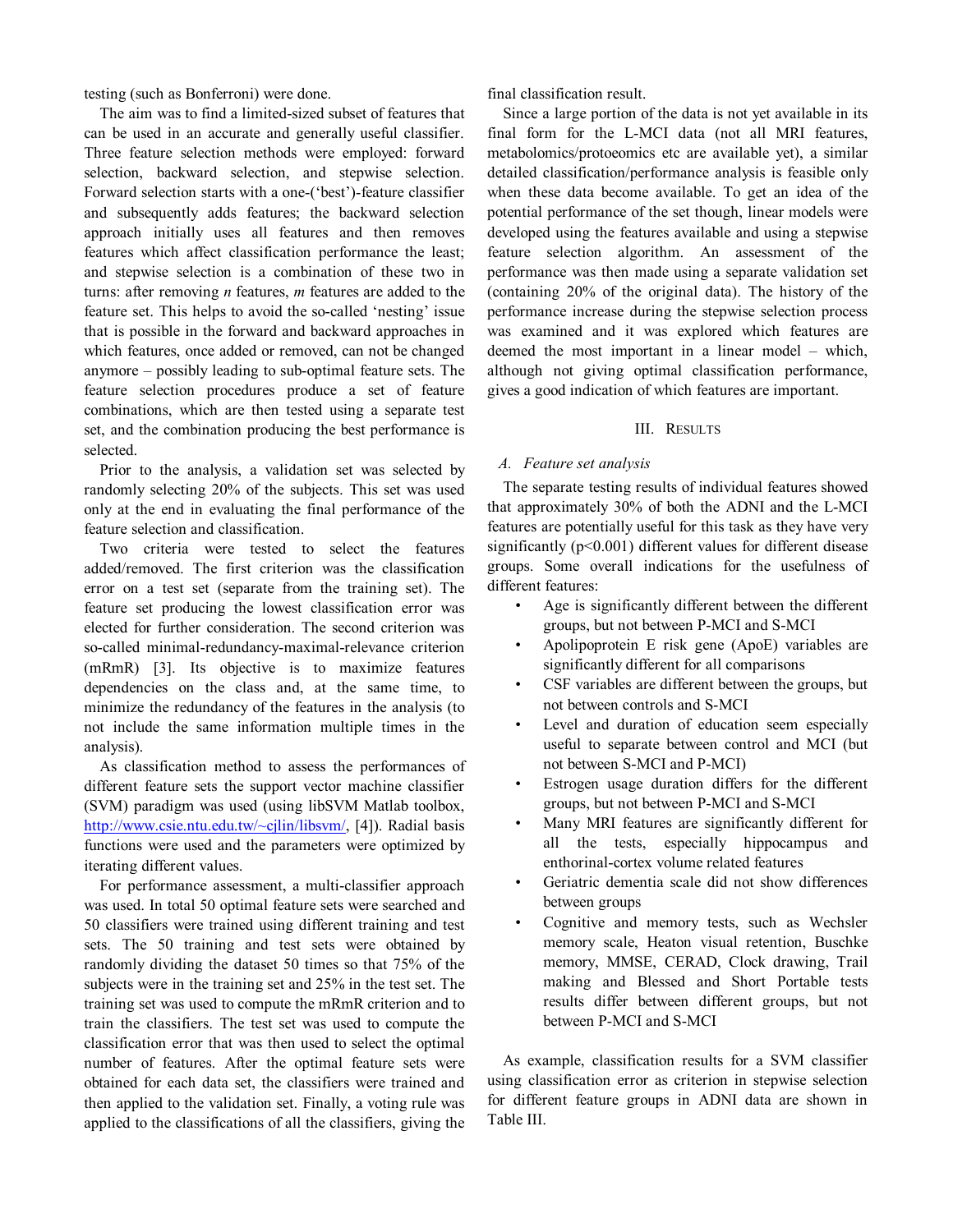testing (such as Bonferroni) were done.

The aim was to find a limited-sized subset of features that can be used in an accurate and generally useful classifier. Three feature selection methods were employed: forward selection, backward selection, and stepwise selection. Forward selection starts with a one-('best')-feature classifier and subsequently adds features; the backward selection approach initially uses all features and then removes features which affect classification performance the least; and stepwise selection is a combination of these two in turns: after removing *n* features, *m* features are added to the feature set. This helps to avoid the so-called 'nesting' issue that is possible in the forward and backward approaches in which features, once added or removed, can not be changed anymore – possibly leading to sub-optimal feature sets. The feature selection procedures produce a set of feature combinations, which are then tested using a separate test set, and the combination producing the best performance is selected.

Prior to the analysis, a validation set was selected by randomly selecting 20% of the subjects. This set was used only at the end in evaluating the final performance of the feature selection and classification.

Two criteria were tested to select the features added/removed. The first criterion was the classification error on a test set (separate from the training set). The feature set producing the lowest classification error was elected for further consideration. The second criterion was so-called minimal-redundancy-maximal-relevance criterion (mRmR) [3]. Its objective is to maximize features dependencies on the class and, at the same time, to minimize the redundancy of the features in the analysis (to not include the same information multiple times in the analysis).

As classification method to assess the performances of different feature sets the support vector machine classifier (SVM) paradigm was used (using libSVM Matlab toolbox, http://www.csie.ntu.edu.tw/~cjlin/libsvm/, [4]). Radial basis functions were used and the parameters were optimized by iterating different values.

For performance assessment, a multi-classifier approach was used. In total 50 optimal feature sets were searched and 50 classifiers were trained using different training and test sets. The 50 training and test sets were obtained by randomly dividing the dataset 50 times so that 75% of the subjects were in the training set and 25% in the test set. The training set was used to compute the mRmR criterion and to train the classifiers. The test set was used to compute the classification error that was then used to select the optimal number of features. After the optimal feature sets were obtained for each data set, the classifiers were trained and then applied to the validation set. Finally, a voting rule was applied to the classifications of all the classifiers, giving the final classification result.

Since a large portion of the data is not yet available in its final form for the L-MCI data (not all MRI features, metabolomics/protoeomics etc are available yet), a similar detailed classification/performance analysis is feasible only when these data become available. To get an idea of the potential performance of the set though, linear models were developed using the features available and using a stepwise feature selection algorithm. An assessment of the performance was then made using a separate validation set (containing 20% of the original data). The history of the performance increase during the stepwise selection process was examined and it was explored which features are deemed the most important in a linear model – which, although not giving optimal classification performance, gives a good indication of which features are important.

## III. Results

### A. Feature set analysis

The separate testing results of individual features showed that approximately 30% of both the ADNI and the L-MCI features are potentially useful for this task as they have very significantly ($p<0.001$) different values for different disease groups. Some overall indications for the usefulness of different features:

- Age is significantly different between the different groups, but not between P-MCI and S-MCI
- Apolipoprotein E risk gene (ApoE) variables are significantly different for all comparisons
- CSF variables are different between the groups, but not between controls and S-MCI
- Level and duration of education seem especially useful to separate between control and MCI (but not between S-MCI and P-MCI)
- Estrogen usage duration differs for the different groups, but not between P-MCI and S-MCI
- Many MRI features are significantly different for all the tests, especially hippocampus and enthorinal-cortex volume related features
- Geriatric dementia scale did not show differences between groups
- Cognitive and memory tests, such as Wechsler memory scale, Heaton visual retention, Buschke memory, MMSE, CERAD, Clock drawing, Trail making and Blessed and Short Portable tests results differ between different groups, but not between P-MCI and S-MCI

As example, classification results for a SVM classifier using classification error as criterion in stepwise selection for different feature groups in ADNI data are shown in Table III.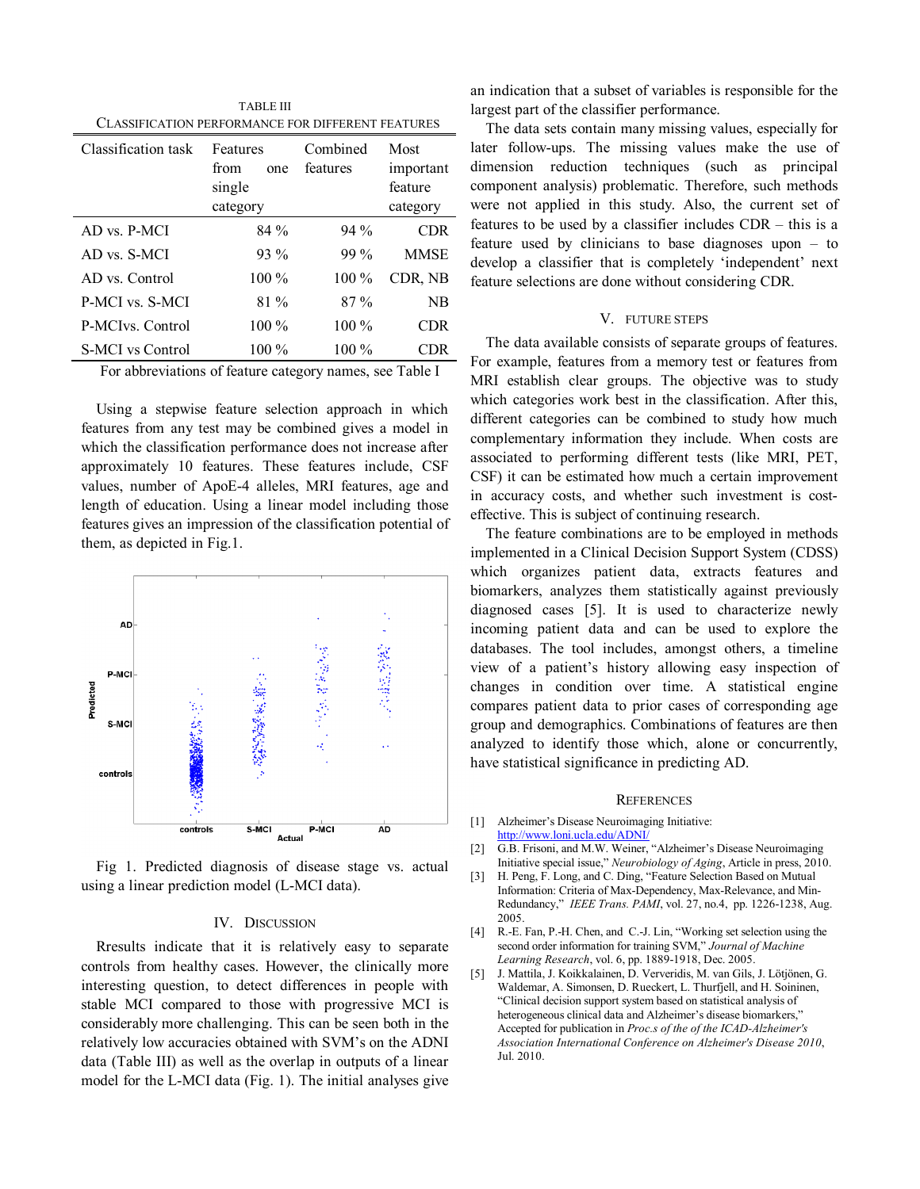TABLE III
CLASSIFICATION PERFORMANCE FOR DIFFERENT FEATURES

| Classification task | Features from one single category | Combined features | Most important feature category |
|---|---|---|---|
| AD vs. P-MCI | 84 % | 94 % | CDR |
| AD vs. S-MCI | 93 % | 99 % | MMSE |
| AD vs. Control | 100 % | 100 % | CDR, NB |
| P-MCI vs. S-MCI | 81 % | 87 % | NB |
| P-MCIvs. Control | 100 % | 100 % | CDR |
| S-MCI vs Control | 100 % | 100 % | CDR |

For abbreviations of feature category names, see Table I

Using a stepwise feature selection approach in which features from any test may be combined gives a model in which the classification performance does not increase after approximately 10 features. These features include, CSF values, number of ApoE-4 alleles, MRI features, age and length of education. Using a linear model including those features gives an impression of the classification potential of them, as depicted in Fig.1.

AD
P-MCI
S-MCI
controls
Predicted
controls
S-MCI
P-MCI
AD
Actual

Fig 1. Predicted diagnosis of disease stage vs. actual using a linear prediction model (L-MCI data).

## IV. Discussion

Rresults indicate that it is relatively easy to separate controls from healthy cases. However, the clinically more interesting question, to detect differences in people with stable MCI compared to those with progressive MCI is considerably more challenging. This can be seen both in the relatively low accuracies obtained with SVM's on the ADNI data (Table III) as well as the overlap in outputs of a linear model for the L-MCI data (Fig. 1). The initial analyses give an indication that a subset of variables is responsible for the largest part of the classifier performance.

The data sets contain many missing values, especially for later follow-ups. The missing values make the use of dimension reduction techniques (such as principal component analysis) problematic. Therefore, such methods were not applied in this study. Also, the current set of features to be used by a classifier includes CDR – this is a feature used by clinicians to base diagnoses upon – to develop a classifier that is completely 'independent' next feature selections are done without considering CDR.

## V. Future Steps

The data available consists of separate groups of features. For example, features from a memory test or features from MRI establish clear groups. The objective was to study which categories work best in the classification. After this, different categories can be combined to study how much complementary information they include. When costs are associated to performing different tests (like MRI, PET, CSF) it can be estimated how much a certain improvement in accuracy costs, and whether such investment is cost-effective. This is subject of continuing research.

The feature combinations are to be employed in methods implemented in a Clinical Decision Support System (CDSS) which organizes patient data, extracts features and biomarkers, analyzes them statistically against previously diagnosed cases [5]. It is used to characterize newly incoming patient data and can be used to explore the databases. The tool includes, amongst others, a timeline view of a patient's history allowing easy inspection of changes in condition over time. A statistical engine compares patient data to prior cases of corresponding age group and demographics. Combinations of features are then analyzed to identify those which, alone or concurrently, have statistical significance in predicting AD.

## References

[1] Alzheimer's Disease Neuroimaging Initiative: http://www.loni.ucla.edu/ADNI/

[2] G.B. Frisoni, and M.W. Weiner, "Alzheimer's Disease Neuroimaging Initiative special issue," *Neurobiology of Aging*, Article in press, 2010.

[3] H. Peng, F. Long, and C. Ding, "Feature Selection Based on Mutual Information: Criteria of Max-Dependency, Max-Relevance, and Min-Redundancy," *IEEE Trans. PAMI*, vol. 27, no.4, pp. 1226-1238, Aug. 2005.

[4] R.-E. Fan, P.-H. Chen, and C.-J. Lin, "Working set selection using the second order information for training SVM," *Journal of Machine Learning Research*, vol. 6, pp. 1889-1918, Dec. 2005.

[5] J. Mattila, J. Koikkalainen, D. Ververidis, M. van Gils, J. Lötjönen, G. Waldemar, A. Simonsen, D. Rueckert, L. Thurfjell, and H. Soininen, "Clinical decision support system based on statistical analysis of heterogeneous clinical data and Alzheimer's disease biomarkers," Accepted for publication in *Proc.s of the of the ICAD-Alzheimer's Association International Conference on Alzheimer's Disease 2010*, Jul. 2010.